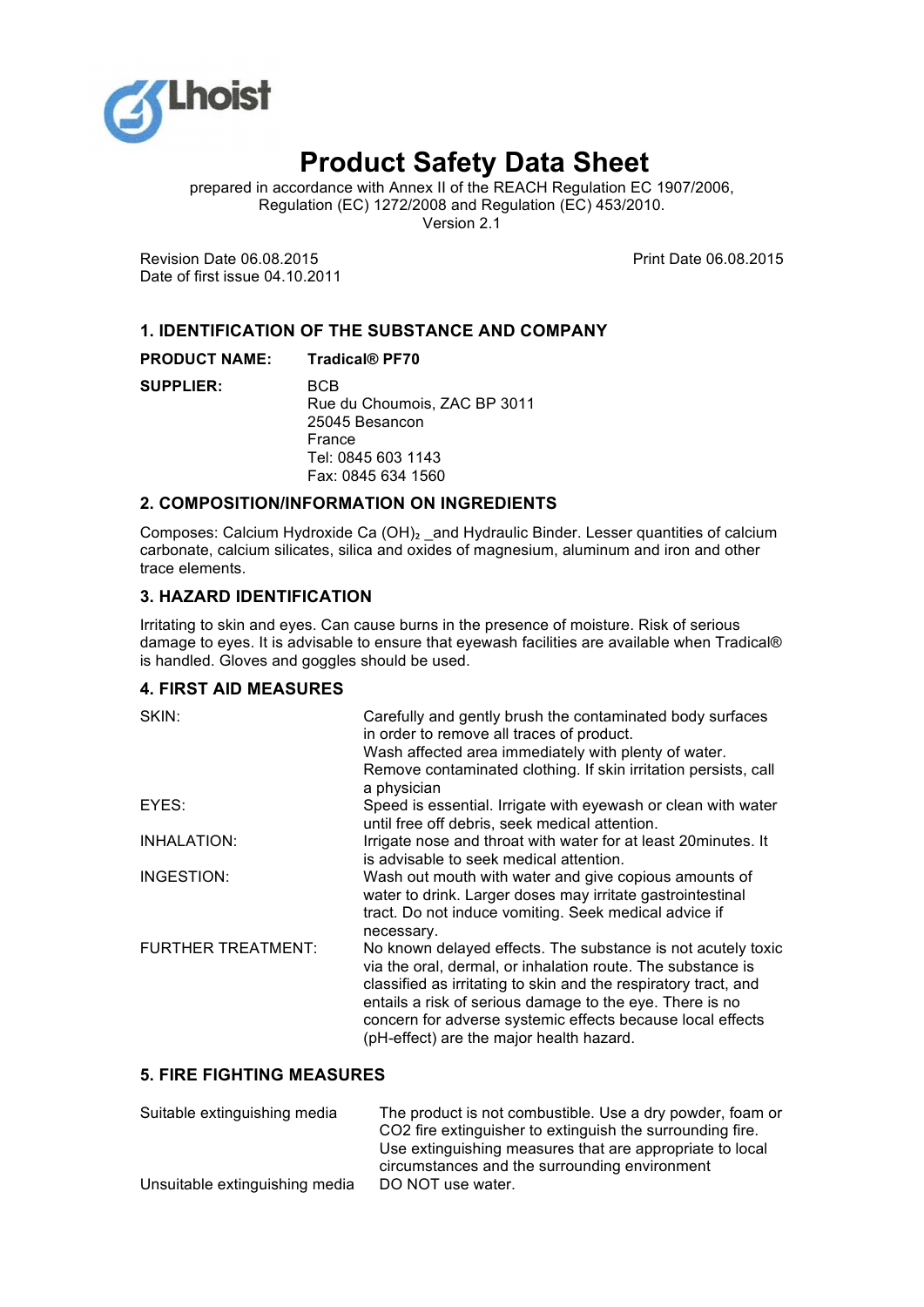Lhoist

# Product Safety Data Sheet

prepared in accordance with Annex II of the REACH Regulation EC 1907/2006, Regulation (EC) 1272/2008 and Regulation (EC) 453/2010.
Version 2.1

Revision Date 06.08.2015
Date of first issue 04.10.2011

Print Date 06.08.2015

## 1. IDENTIFICATION OF THE SUBSTANCE AND COMPANY

**PRODUCT NAME:** **Tradical® PF70**

**SUPPLIER:** BCB
Rue du Choumois, ZAC BP 3011
25045 Besancon
France
Tel: 0845 603 1143
Fax: 0845 634 1560

## 2. COMPOSITION/INFORMATION ON INGREDIENTS

Composes: Calcium Hydroxide Ca $(OH)_2$ _and Hydraulic Binder. Lesser quantities of calcium carbonate, calcium silicates, silica and oxides of magnesium, aluminum and iron and other trace elements.

## 3. HAZARD IDENTIFICATION

Irritating to skin and eyes. Can cause burns in the presence of moisture. Risk of serious damage to eyes. It is advisable to ensure that eyewash facilities are available when Tradical® is handled. Gloves and goggles should be used.

## 4. FIRST AID MEASURES

| | |
|---|---|
| SKIN: | Carefully and gently brush the contaminated body surfaces in order to remove all traces of product. Wash affected area immediately with plenty of water. Remove contaminated clothing. If skin irritation persists, call a physician |
| EYES: | Speed is essential. Irrigate with eyewash or clean with water until free off debris, seek medical attention. |
| INHALATION: | Irrigate nose and throat with water for at least 20minutes. It is advisable to seek medical attention. |
| INGESTION: | Wash out mouth with water and give copious amounts of water to drink. Larger doses may irritate gastrointestinal tract. Do not induce vomiting. Seek medical advice if necessary. |
| FURTHER TREATMENT: | No known delayed effects. The substance is not acutely toxic via the oral, dermal, or inhalation route. The substance is classified as irritating to skin and the respiratory tract, and entails a risk of serious damage to the eye. There is no concern for adverse systemic effects because local effects (pH-effect) are the major health hazard. |

## 5. FIRE FIGHTING MEASURES

| | |
|---|---|
| Suitable extinguishing media | The product is not combustible. Use a dry powder, foam or $CO_2$ fire extinguisher to extinguish the surrounding fire. Use extinguishing measures that are appropriate to local circumstances and the surrounding environment |
| Unsuitable extinguishing media | DO NOT use water. |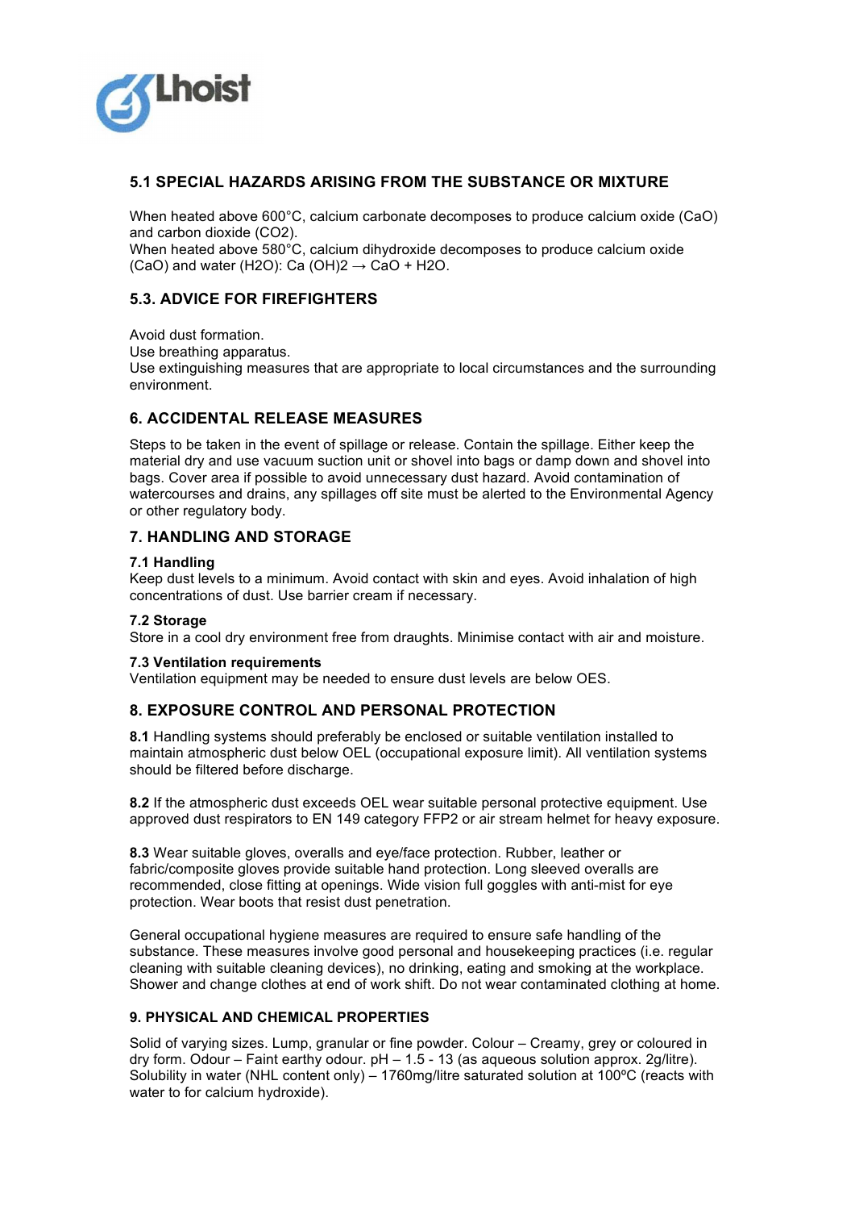## 5.1 SPECIAL HAZARDS ARISING FROM THE SUBSTANCE OR MIXTURE

When heated above 600°C, calcium carbonate decomposes to produce calcium oxide (CaO) and carbon dioxide ($CO_2$).
When heated above 580°C, calcium dihydroxide decomposes to produce calcium oxide (CaO) and water ($H_2O$): $Ca(OH)_2 \rightarrow CaO + H_2O$.

## 5.3. ADVICE FOR FIREFIGHTERS

Avoid dust formation.
Use breathing apparatus.
Use extinguishing measures that are appropriate to local circumstances and the surrounding environment.

## 6. ACCIDENTAL RELEASE MEASURES

Steps to be taken in the event of spillage or release. Contain the spillage. Either keep the material dry and use vacuum suction unit or shovel into bags or damp down and shovel into bags. Cover area if possible to avoid unnecessary dust hazard. Avoid contamination of watercourses and drains, any spillages off site must be alerted to the Environmental Agency or other regulatory body.

## 7. HANDLING AND STORAGE

### 7.1 Handling

Keep dust levels to a minimum. Avoid contact with skin and eyes. Avoid inhalation of high concentrations of dust. Use barrier cream if necessary.

### 7.2 Storage

Store in a cool dry environment free from draughts. Minimise contact with air and moisture.

### 7.3 Ventilation requirements

Ventilation equipment may be needed to ensure dust levels are below OES.

## 8. EXPOSURE CONTROL AND PERSONAL PROTECTION

**8.1** Handling systems should preferably be enclosed or suitable ventilation installed to maintain atmospheric dust below OEL (occupational exposure limit). All ventilation systems should be filtered before discharge.

**8.2** If the atmospheric dust exceeds OEL wear suitable personal protective equipment. Use approved dust respirators to EN 149 category FFP2 or air stream helmet for heavy exposure.

**8.3** Wear suitable gloves, overalls and eye/face protection. Rubber, leather or fabric/composite gloves provide suitable hand protection. Long sleeved overalls are recommended, close fitting at openings. Wide vision full goggles with anti-mist for eye protection. Wear boots that resist dust penetration.

General occupational hygiene measures are required to ensure safe handling of the substance. These measures involve good personal and housekeeping practices (i.e. regular cleaning with suitable cleaning devices), no drinking, eating and smoking at the workplace. Shower and change clothes at end of work shift. Do not wear contaminated clothing at home.

## 9. PHYSICAL AND CHEMICAL PROPERTIES

Solid of varying sizes. Lump, granular or fine powder. Colour – Creamy, grey or coloured in dry form. Odour – Faint earthy odour. pH – 1.5 - 13 (as aqueous solution approx. 2g/litre). Solubility in water (NHL content only) – 1760mg/litre saturated solution at 100ºC (reacts with water to for calcium hydroxide).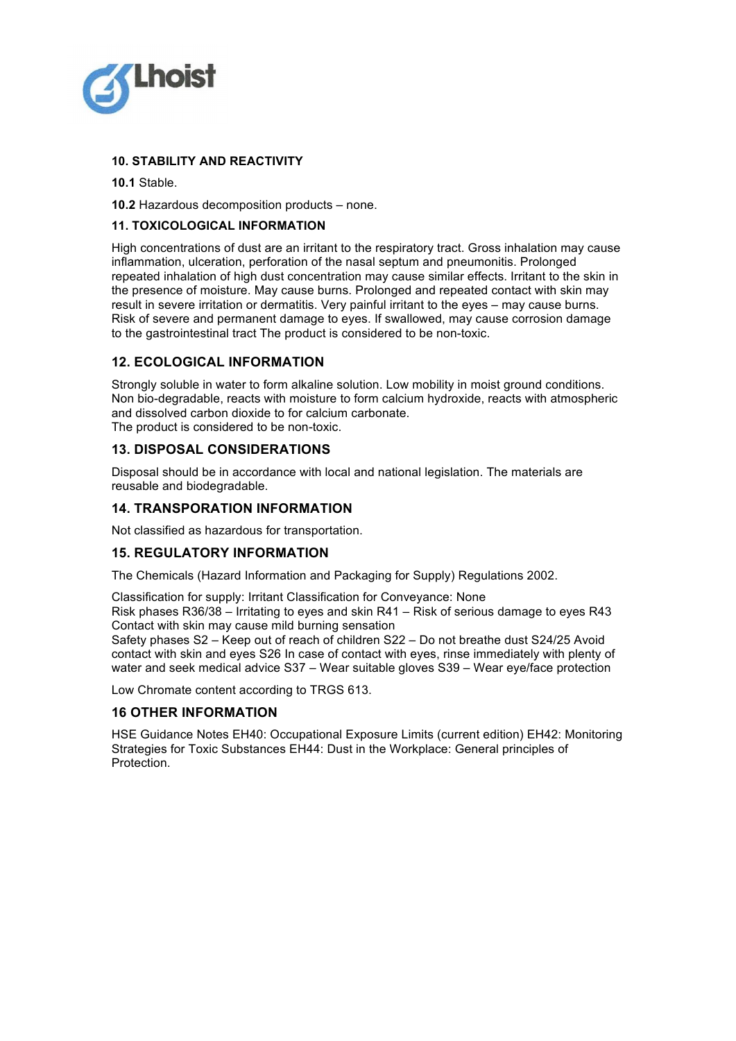## 10. STABILITY AND REACTIVITY

**10.1** Stable.

**10.2** Hazardous decomposition products – none.

## 11. TOXICOLOGICAL INFORMATION

High concentrations of dust are an irritant to the respiratory tract. Gross inhalation may cause inflammation, ulceration, perforation of the nasal septum and pneumonitis. Prolonged repeated inhalation of high dust concentration may cause similar effects. Irritant to the skin in the presence of moisture. May cause burns. Prolonged and repeated contact with skin may result in severe irritation or dermatitis. Very painful irritant to the eyes – may cause burns. Risk of severe and permanent damage to eyes. If swallowed, may cause corrosion damage to the gastrointestinal tract The product is considered to be non-toxic.

## 12. ECOLOGICAL INFORMATION

Strongly soluble in water to form alkaline solution. Low mobility in moist ground conditions. Non bio-degradable, reacts with moisture to form calcium hydroxide, reacts with atmospheric and dissolved carbon dioxide to for calcium carbonate.
The product is considered to be non-toxic.

## 13. DISPOSAL CONSIDERATIONS

Disposal should be in accordance with local and national legislation. The materials are reusable and biodegradable.

## 14. TRANSPORATION INFORMATION

Not classified as hazardous for transportation.

## 15. REGULATORY INFORMATION

The Chemicals (Hazard Information and Packaging for Supply) Regulations 2002.

Classification for supply: Irritant Classification for Conveyance: None
Risk phases R36/38 – Irritating to eyes and skin R41 – Risk of serious damage to eyes R43 Contact with skin may cause mild burning sensation
Safety phases S2 – Keep out of reach of children S22 – Do not breathe dust S24/25 Avoid contact with skin and eyes S26 In case of contact with eyes, rinse immediately with plenty of water and seek medical advice S37 – Wear suitable gloves S39 – Wear eye/face protection

Low Chromate content according to TRGS 613.

## 16 OTHER INFORMATION

HSE Guidance Notes EH40: Occupational Exposure Limits (current edition) EH42: Monitoring Strategies for Toxic Substances EH44: Dust in the Workplace: General principles of Protection.